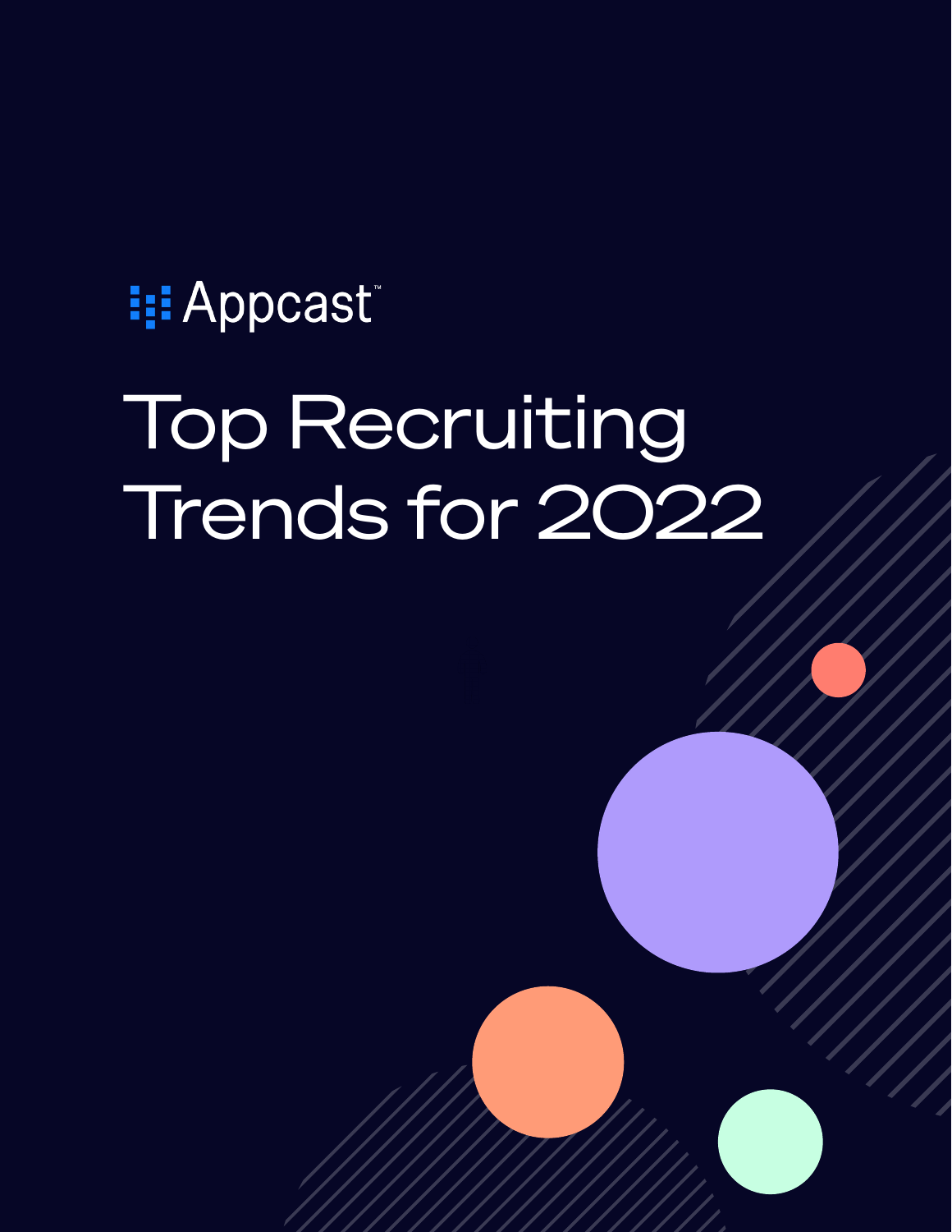Appcast™

# Top Recruiting Trends for 2022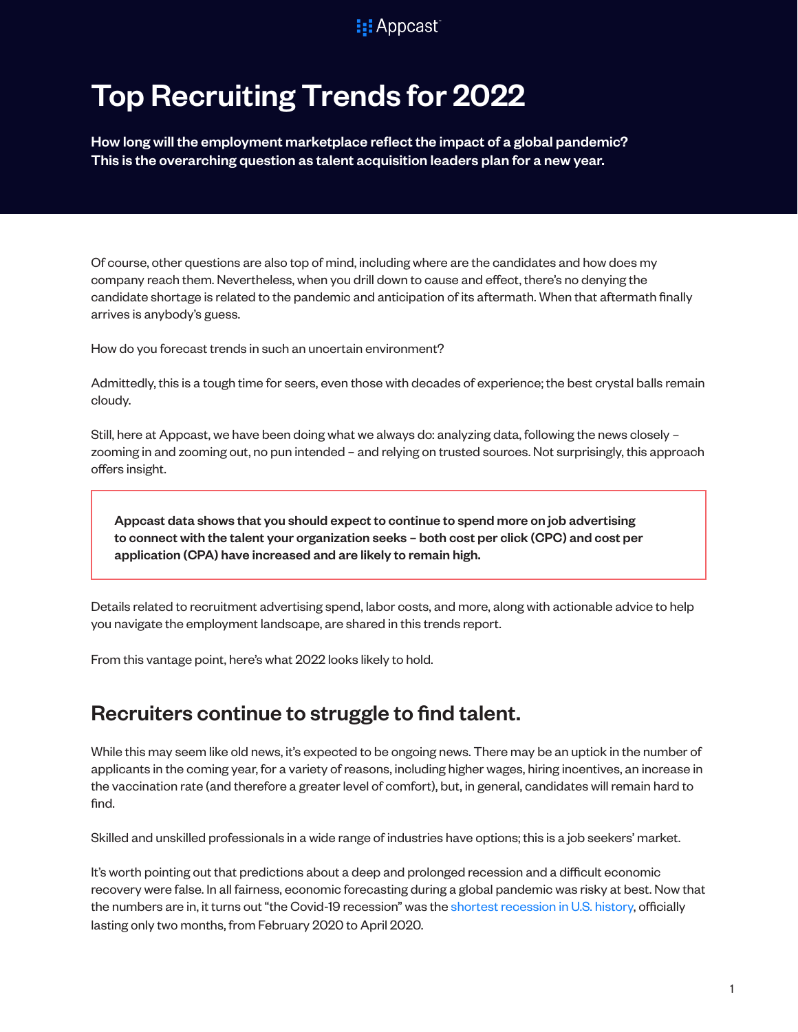Appcast

# Top Recruiting Trends for 2022

**How long will the employment marketplace reflect the impact of a global pandemic? This is the overarching question as talent acquisition leaders plan for a new year.**

Of course, other questions are also top of mind, including where are the candidates and how does my company reach them. Nevertheless, when you drill down to cause and effect, there's no denying the candidate shortage is related to the pandemic and anticipation of its aftermath. When that aftermath finally arrives is anybody's guess.

How do you forecast trends in such an uncertain environment?

Admittedly, this is a tough time for seers, even those with decades of experience; the best crystal balls remain cloudy.

Still, here at Appcast, we have been doing what we always do: analyzing data, following the news closely – zooming in and zooming out, no pun intended – and relying on trusted sources. Not surprisingly, this approach offers insight.

> **Appcast data shows that you should expect to continue to spend more on job advertising to connect with the talent your organization seeks – both cost per click (CPC) and cost per application (CPA) have increased and are likely to remain high.**

Details related to recruitment advertising spend, labor costs, and more, along with actionable advice to help you navigate the employment landscape, are shared in this trends report.

From this vantage point, here's what 2022 looks likely to hold.

## Recruiters continue to struggle to find talent.

While this may seem like old news, it's expected to be ongoing news. There may be an uptick in the number of applicants in the coming year, for a variety of reasons, including higher wages, hiring incentives, an increase in the vaccination rate (and therefore a greater level of comfort), but, in general, candidates will remain hard to find.

Skilled and unskilled professionals in a wide range of industries have options; this is a job seekers' market.

It's worth pointing out that predictions about a deep and prolonged recession and a difficult economic recovery were false. In all fairness, economic forecasting during a global pandemic was risky at best. Now that the numbers are in, it turns out "the Covid-19 recession" was the shortest recession in U.S. history, officially lasting only two months, from February 2020 to April 2020.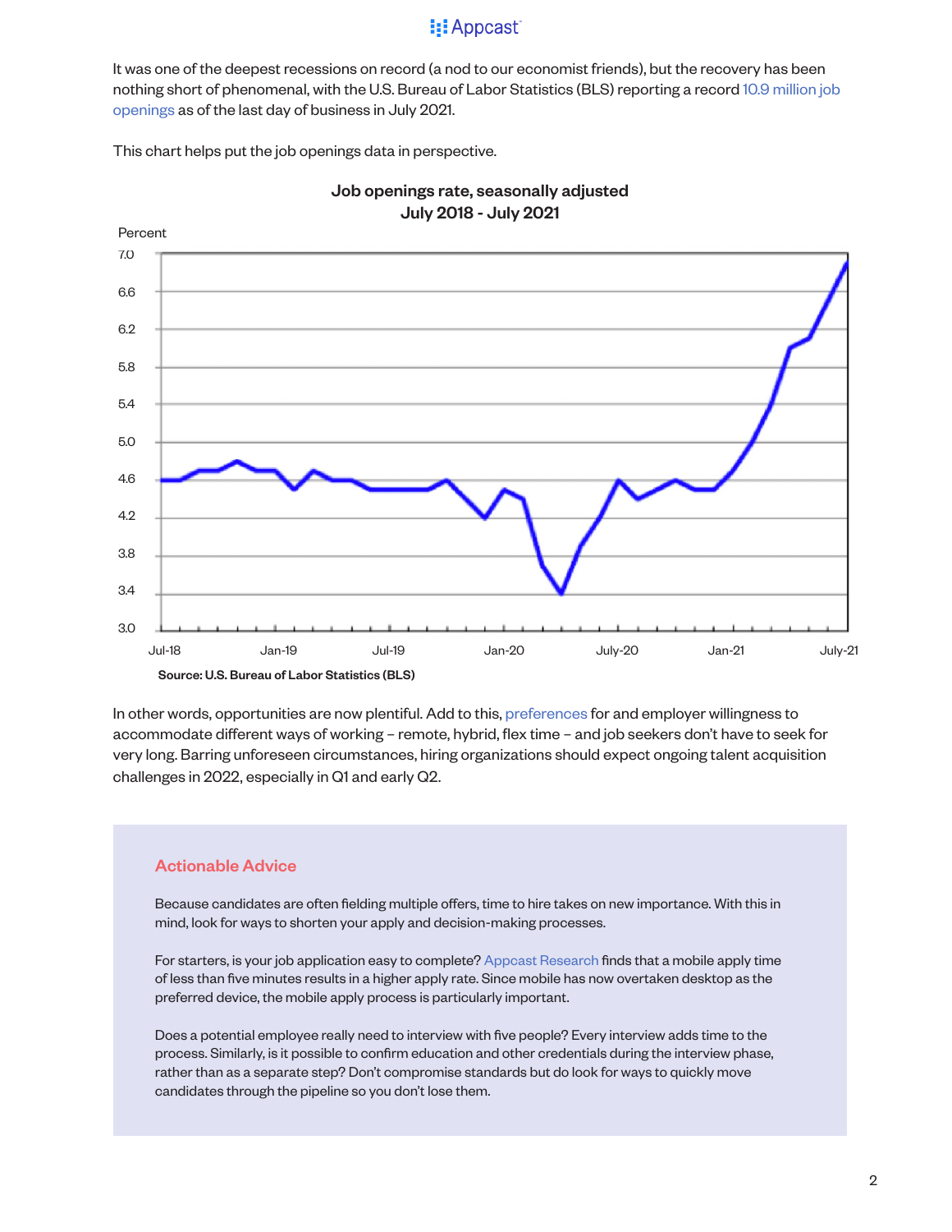It was one of the deepest recessions on record (a nod to our economist friends), but the recovery has been nothing short of phenomenal, with the U.S. Bureau of Labor Statistics (BLS) reporting a record 10.9 million job openings as of the last day of business in July 2021.

This chart helps put the job openings data in perspective.

**Job openings rate, seasonally adjusted**
**July 2018 - July 2021**

**Source: U.S. Bureau of Labor Statistics (BLS)**

In other words, opportunities are now plentiful. Add to this, preferences for and employer willingness to accommodate different ways of working – remote, hybrid, flex time – and job seekers don't have to seek for very long. Barring unforeseen circumstances, hiring organizations should expect ongoing talent acquisition challenges in 2022, especially in Q1 and early Q2.

### Actionable Advice

Because candidates are often fielding multiple offers, time to hire takes on new importance. With this in mind, look for ways to shorten your apply and decision-making processes.

For starters, is your job application easy to complete? Appcast Research finds that a mobile apply time of less than five minutes results in a higher apply rate. Since mobile has now overtaken desktop as the preferred device, the mobile apply process is particularly important.

Does a potential employee really need to interview with five people? Every interview adds time to the process. Similarly, is it possible to confirm education and other credentials during the interview phase, rather than as a separate step? Don't compromise standards but do look for ways to quickly move candidates through the pipeline so you don't lose them.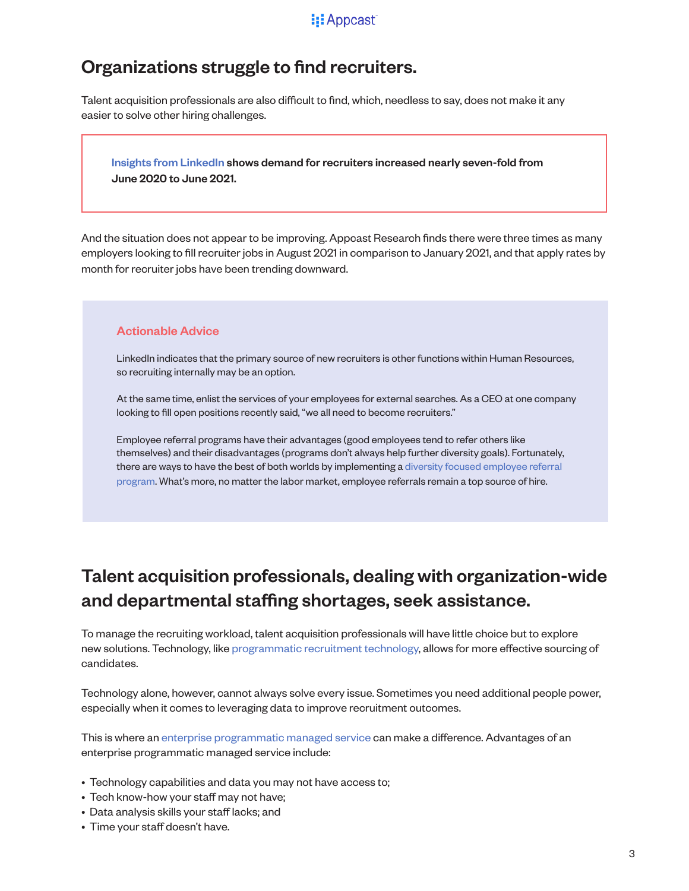## Organizations struggle to find recruiters.

Talent acquisition professionals are also difficult to find, which, needless to say, does not make it any easier to solve other hiring challenges.

> **Insights from LinkedIn shows demand for recruiters increased nearly seven-fold from June 2020 to June 2021.**

And the situation does not appear to be improving. Appcast Research finds there were three times as many employers looking to fill recruiter jobs in August 2021 in comparison to January 2021, and that apply rates by month for recruiter jobs have been trending downward.

### Actionable Advice

LinkedIn indicates that the primary source of new recruiters is other functions within Human Resources, so recruiting internally may be an option.

At the same time, enlist the services of your employees for external searches. As a CEO at one company looking to fill open positions recently said, "we all need to become recruiters."

Employee referral programs have their advantages (good employees tend to refer others like themselves) and their disadvantages (programs don't always help further diversity goals). Fortunately, there are ways to have the best of both worlds by implementing a diversity focused employee referral program. What's more, no matter the labor market, employee referrals remain a top source of hire.

## Talent acquisition professionals, dealing with organization-wide and departmental staffing shortages, seek assistance.

To manage the recruiting workload, talent acquisition professionals will have little choice but to explore new solutions. Technology, like programmatic recruitment technology, allows for more effective sourcing of candidates.

Technology alone, however, cannot always solve every issue. Sometimes you need additional people power, especially when it comes to leveraging data to improve recruitment outcomes.

This is where an enterprise programmatic managed service can make a difference. Advantages of an enterprise programmatic managed service include:

- Technology capabilities and data you may not have access to;
- Tech know-how your staff may not have;
- Data analysis skills your staff lacks; and
- Time your staff doesn't have.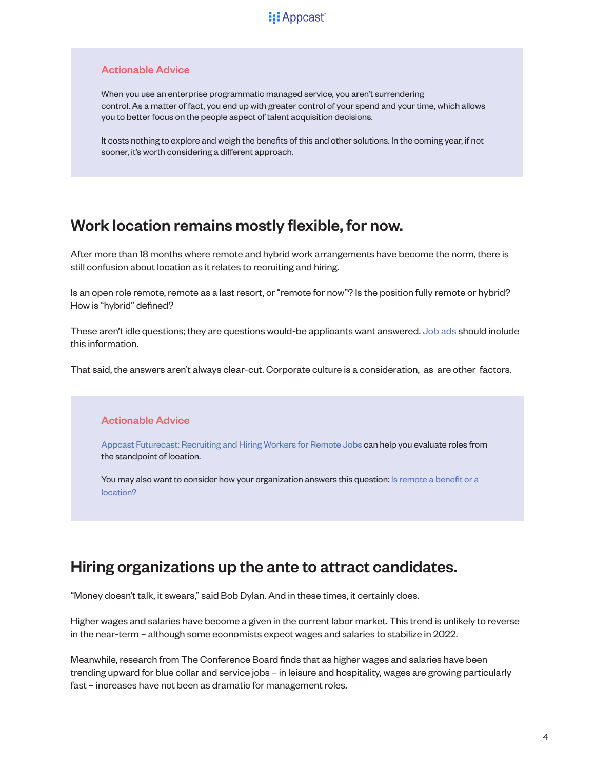### Actionable Advice

When you use an enterprise programmatic managed service, you aren't surrendering control. As a matter of fact, you end up with greater control of your spend and your time, which allows you to better focus on the people aspect of talent acquisition decisions.

It costs nothing to explore and weigh the benefits of this and other solutions. In the coming year, if not sooner, it's worth considering a different approach.

## Work location remains mostly flexible, for now.

After more than 18 months where remote and hybrid work arrangements have become the norm, there is still confusion about location as it relates to recruiting and hiring.

Is an open role remote, remote as a last resort, or "remote for now"? Is the position fully remote or hybrid? How is "hybrid" defined?

These aren't idle questions; they are questions would-be applicants want answered. Job ads should include this information.

That said, the answers aren't always clear-cut. Corporate culture is a consideration, as are other factors.

### Actionable Advice

Appcast Futurecast: Recruiting and Hiring Workers for Remote Jobs can help you evaluate roles from the standpoint of location.

You may also want to consider how your organization answers this question: Is remote a benefit or a location?

## Hiring organizations up the ante to attract candidates.

"Money doesn't talk, it swears," said Bob Dylan. And in these times, it certainly does.

Higher wages and salaries have become a given in the current labor market. This trend is unlikely to reverse in the near-term – although some economists expect wages and salaries to stabilize in 2022.

Meanwhile, research from The Conference Board finds that as higher wages and salaries have been trending upward for blue collar and service jobs – in leisure and hospitality, wages are growing particularly fast – increases have not been as dramatic for management roles.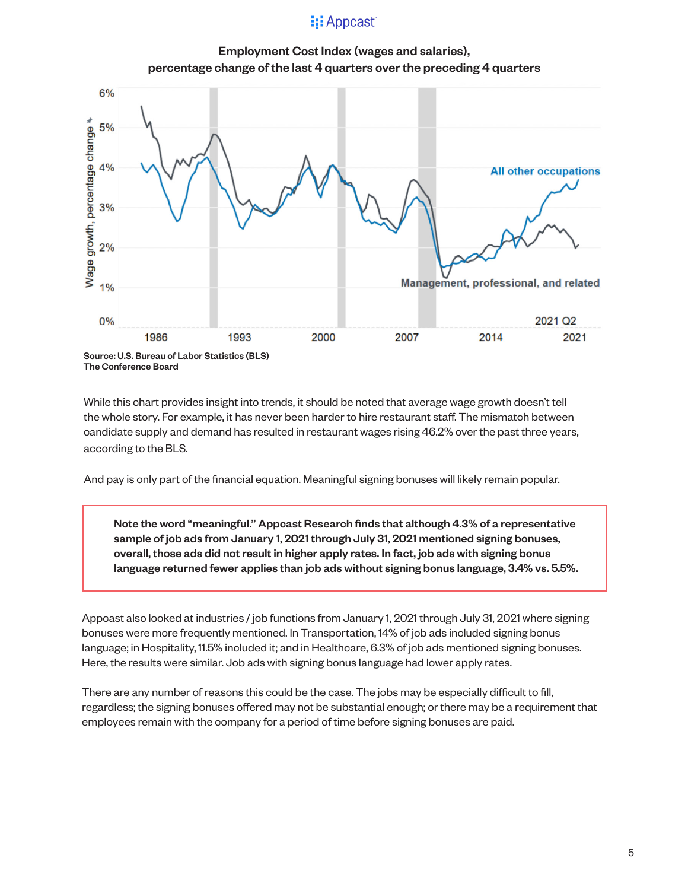**Employment Cost Index (wages and salaries), percentage change of the last 4 quarters over the preceding 4 quarters**

Source: U.S. Bureau of Labor Statistics (BLS)
The Conference Board

While this chart provides insight into trends, it should be noted that average wage growth doesn't tell the whole story. For example, it has never been harder to hire restaurant staff. The mismatch between candidate supply and demand has resulted in restaurant wages rising 46.2% over the past three years, according to the BLS.

And pay is only part of the financial equation. Meaningful signing bonuses will likely remain popular.

> **Note the word "meaningful." Appcast Research finds that although 4.3% of a representative sample of job ads from January 1, 2021 through July 31, 2021 mentioned signing bonuses, overall, those ads did not result in higher apply rates. In fact, job ads with signing bonus language returned fewer applies than job ads without signing bonus language, 3.4% vs. 5.5%.**

Appcast also looked at industries / job functions from January 1, 2021 through July 31, 2021 where signing bonuses were more frequently mentioned. In Transportation, 14% of job ads included signing bonus language; in Hospitality, 11.5% included it; and in Healthcare, 6.3% of job ads mentioned signing bonuses. Here, the results were similar. Job ads with signing bonus language had lower apply rates.

There are any number of reasons this could be the case. The jobs may be especially difficult to fill, regardless; the signing bonuses offered may not be substantial enough; or there may be a requirement that employees remain with the company for a period of time before signing bonuses are paid.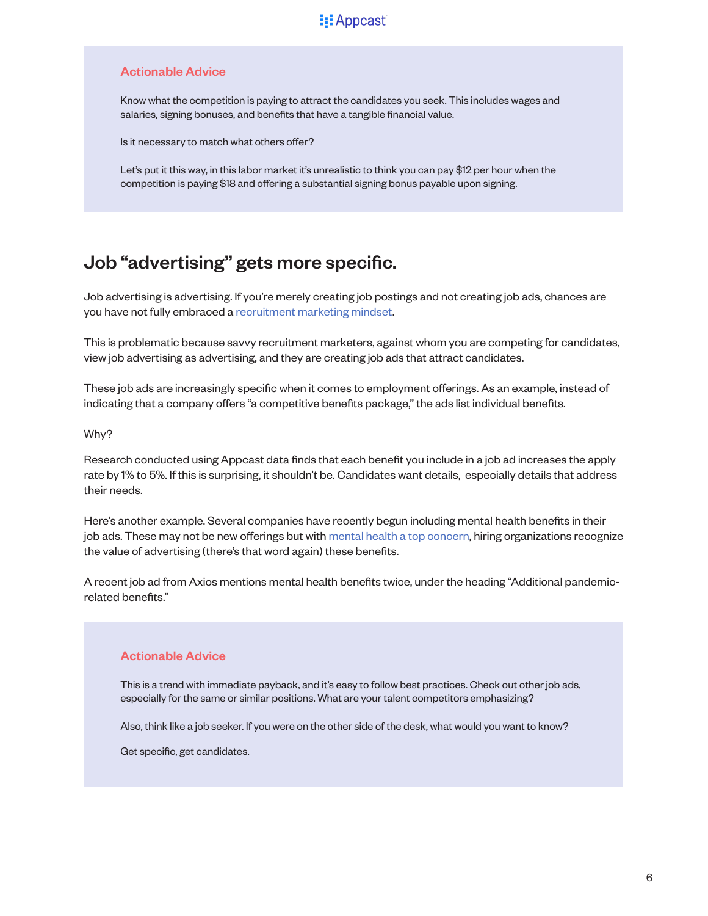### Actionable Advice

Know what the competition is paying to attract the candidates you seek. This includes wages and salaries, signing bonuses, and benefits that have a tangible financial value.

Is it necessary to match what others offer?

Let's put it this way, in this labor market it's unrealistic to think you can pay $12 per hour when the competition is paying $18 and offering a substantial signing bonus payable upon signing.

## Job "advertising" gets more specific.

Job advertising is advertising. If you're merely creating job postings and not creating job ads, chances are you have not fully embraced a recruitment marketing mindset.

This is problematic because savvy recruitment marketers, against whom you are competing for candidates, view job advertising as advertising, and they are creating job ads that attract candidates.

These job ads are increasingly specific when it comes to employment offerings. As an example, instead of indicating that a company offers "a competitive benefits package," the ads list individual benefits.

Why?

Research conducted using Appcast data finds that each benefit you include in a job ad increases the apply rate by 1% to 5%. If this is surprising, it shouldn't be. Candidates want details, especially details that address their needs.

Here's another example. Several companies have recently begun including mental health benefits in their job ads. These may not be new offerings but with mental health a top concern, hiring organizations recognize the value of advertising (there's that word again) these benefits.

A recent job ad from Axios mentions mental health benefits twice, under the heading "Additional pandemic-related benefits."

### Actionable Advice

This is a trend with immediate payback, and it's easy to follow best practices. Check out other job ads, especially for the same or similar positions. What are your talent competitors emphasizing?

Also, think like a job seeker. If you were on the other side of the desk, what would you want to know?

Get specific, get candidates.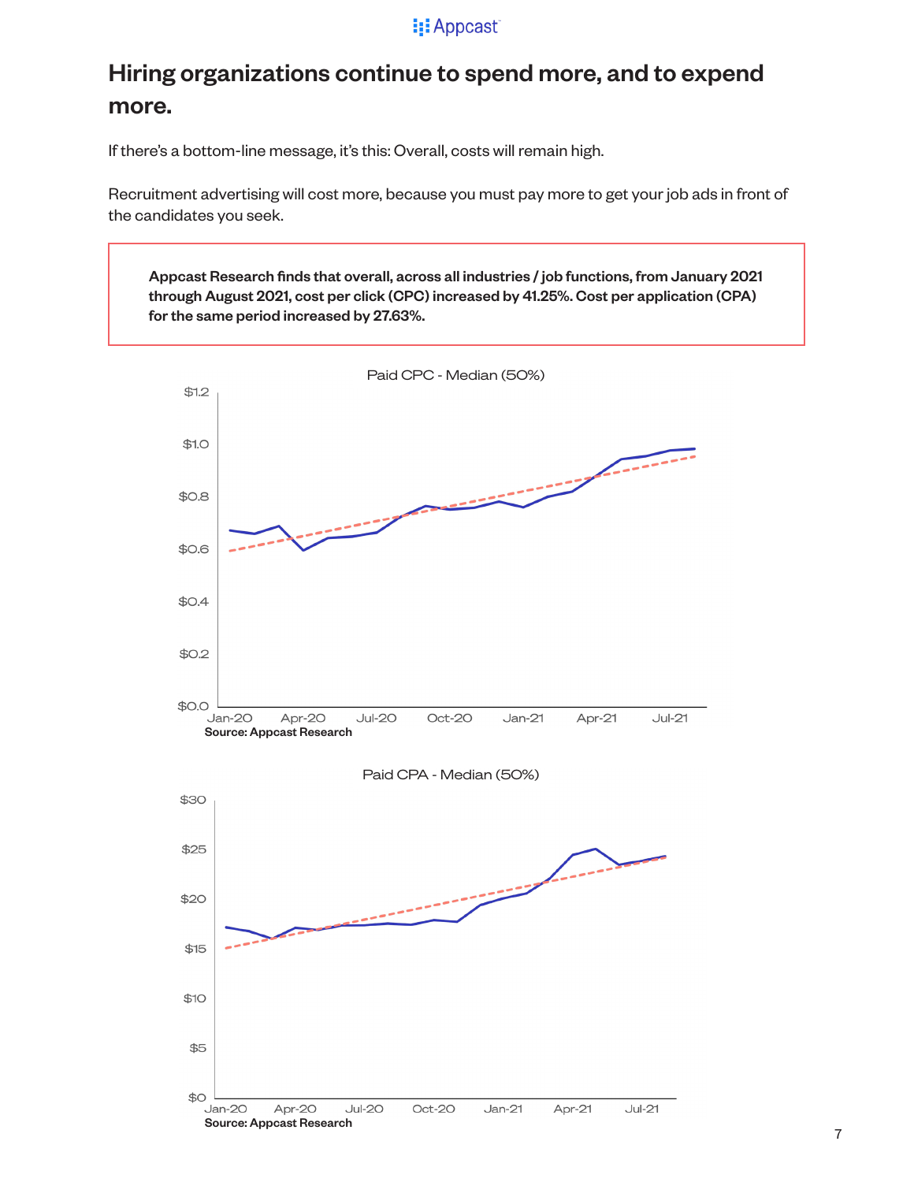# Hiring organizations continue to spend more, and to expend more.

If there's a bottom-line message, it's this: Overall, costs will remain high.

Recruitment advertising will cost more, because you must pay more to get your job ads in front of the candidates you seek.

> **Appcast Research finds that overall, across all industries / job functions, from January 2021 through August 2021, cost per click (CPC) increased by 41.25%. Cost per application (CPA) for the same period increased by 27.63%.**

Paid CPC - Median (50%)

**Source: Appcast Research**

Paid CPA - Median (50%)

**Source: Appcast Research**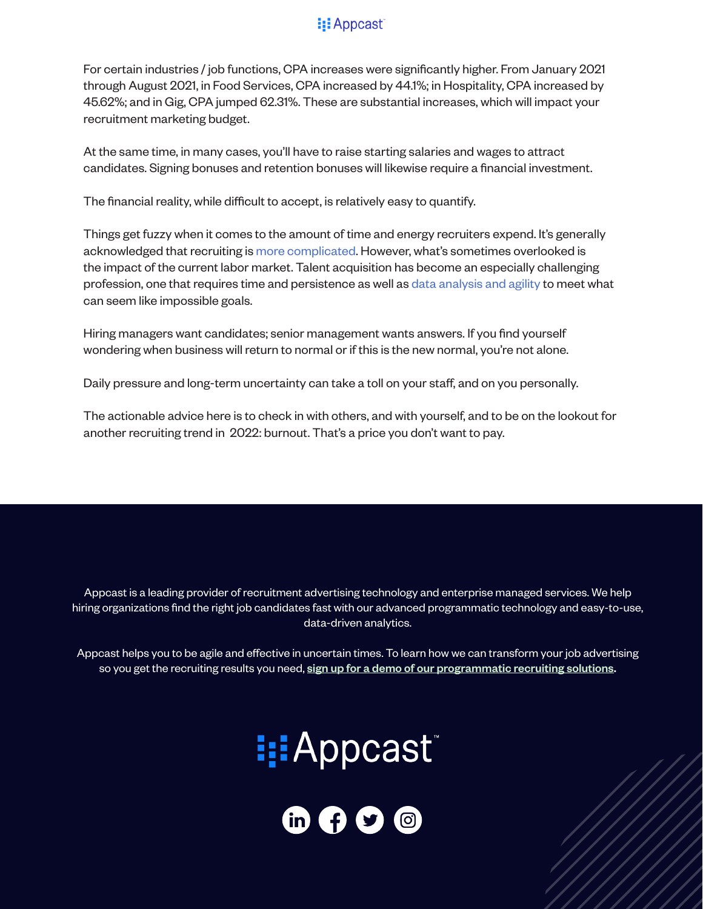For certain industries / job functions, CPA increases were significantly higher. From January 2021 through August 2021, in Food Services, CPA increased by 44.1%; in Hospitality, CPA increased by 45.62%; and in Gig, CPA jumped 62.31%. These are substantial increases, which will impact your recruitment marketing budget.

At the same time, in many cases, you'll have to raise starting salaries and wages to attract candidates. Signing bonuses and retention bonuses will likewise require a financial investment.

The financial reality, while difficult to accept, is relatively easy to quantify.

Things get fuzzy when it comes to the amount of time and energy recruiters expend. It's generally acknowledged that recruiting is more complicated. However, what's sometimes overlooked is the impact of the current labor market. Talent acquisition has become an especially challenging profession, one that requires time and persistence as well as data analysis and agility to meet what can seem like impossible goals.

Hiring managers want candidates; senior management wants answers. If you find yourself wondering when business will return to normal or if this is the new normal, you're not alone.

Daily pressure and long-term uncertainty can take a toll on your staff, and on you personally.

The actionable advice here is to check in with others, and with yourself, and to be on the lookout for another recruiting trend in 2022: burnout. That's a price you don't want to pay.

Appcast is a leading provider of recruitment advertising technology and enterprise managed services. We help hiring organizations find the right job candidates fast with our advanced programmatic technology and easy-to-use, data-driven analytics.

Appcast helps you to be agile and effective in uncertain times. To learn how we can transform your job advertising so you get the recruiting results you need, **sign up for a demo of our programmatic recruiting solutions.**

Appcast™